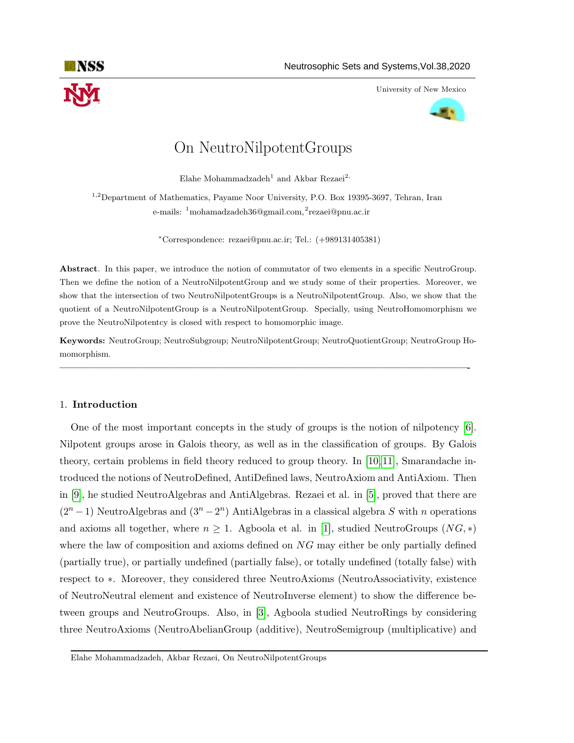# On NeutroNilpotentGroups

Elahe Mohammadzadeh[1] and Akbar Rezaei[2,]

[1,2]Department of Mathematics, Payame Noor University, P.O. Box 19395-3697, Tehran, Iran
e-mails: [1]mohamadzadeh36@gmail.com,[2]rezaei@pnu.ac.ir

[*]Correspondence: rezaei@pnu.ac.ir; Tel.: (+989131405381)

**Abstract**. In this paper, we introduce the notion of commutator of two elements in a specific NeutroGroup. Then we define the notion of a NeutroNilpotentGroup and we study some of their properties. Moreover, we show that the intersection of two NeutroNilpotentGroups is a NeutroNilpotentGroup. Also, we show that the quotient of a NeutroNilpotentGroup is a NeutroNilpotentGroup. Specially, using NeutroHomomorphism we prove the NeutroNilpotentcy is closed with respect to homomorphic image.

**Keywords:** NeutroGroup; NeutroSubgroup; NeutroNilpotentGroup; NeutroQuotientGroup; NeutroGroup Homomorphism.

---

## 1. Introduction

One of the most important concepts in the study of groups is the notion of nilpotency [6]. Nilpotent groups arose in Galois theory, as well as in the classification of groups. By Galois theory, certain problems in field theory reduced to group theory. In [10,11], Smarandache introduced the notions of NeutroDefined, AntiDefined laws, NeutroAxiom and AntiAxiom. Then in [9], he studied NeutroAlgebras and AntiAlgebras. Rezaei et al. in [5], proved that there are $(2^n - 1)$ NeutroAlgebras and $(3^n - 2^n)$ AntiAlgebras in a classical algebra $S$ with $n$ operations and axioms all together, where $n \geq 1$. Agboola et al. in [1], studied NeutroGroups $(NG, *)$ where the law of composition and axioms defined on $NG$ may either be only partially defined (partially true), or partially undefined (partially false), or totally undefined (totally false) with respect to $*$. Moreover, they considered three NeutroAxioms (NeutroAssociativity, existence of NeutroNeutral element and existence of NeutroInverse element) to show the difference between groups and NeutroGroups. Also, in [3], Agboola studied NeutroRings by considering three NeutroAxioms (NeutroAbelianGroup (additive), NeutroSemigroup (multiplicative) and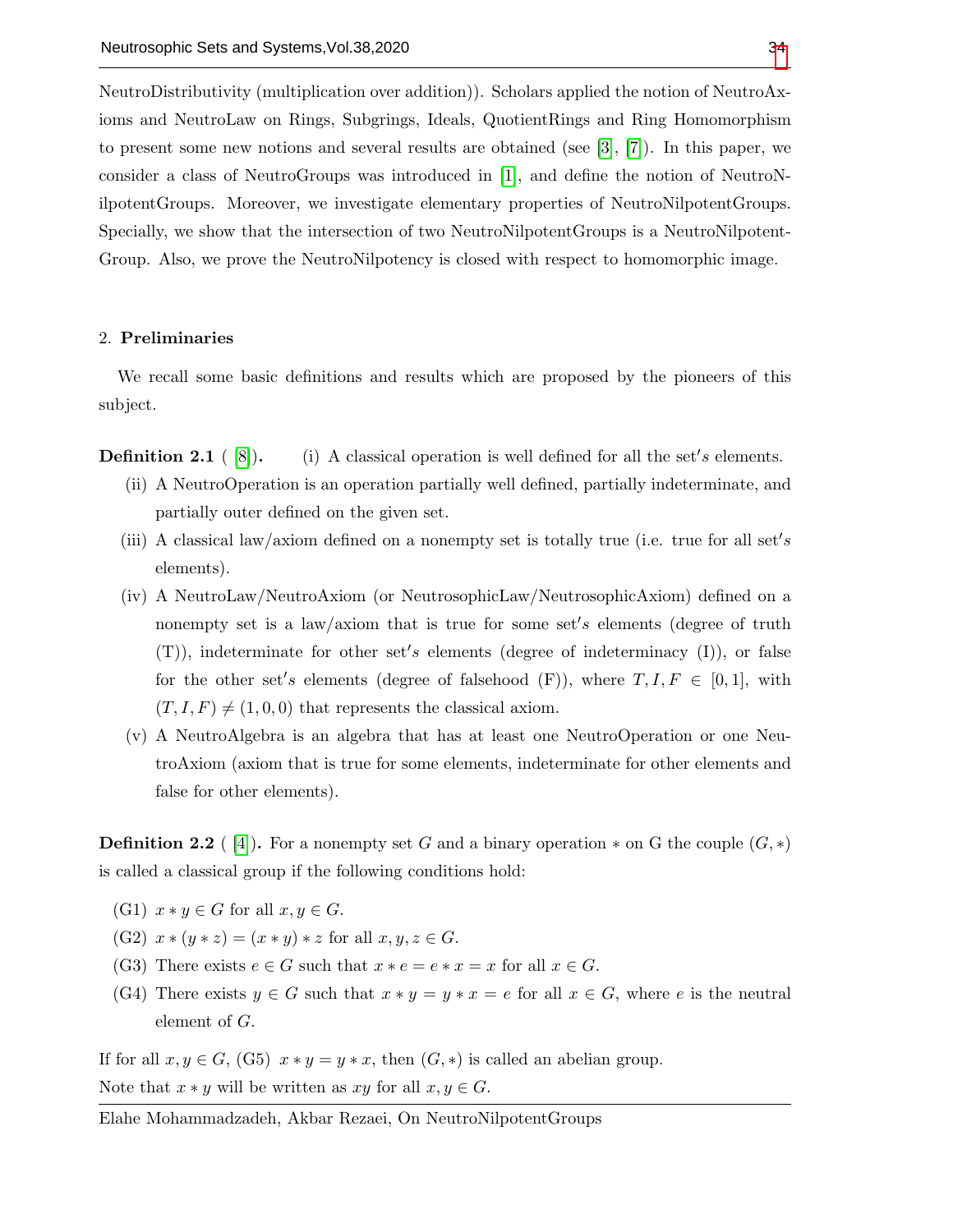NeutroDistributivity (multiplication over addition)). Scholars applied the notion of NeutroAxioms and NeutroLaw on Rings, Subgrings, Ideals, QuotientRings and Ring Homomorphism to present some new notions and several results are obtained (see [3], [7]). In this paper, we consider a class of NeutroGroups was introduced in [1], and define the notion of NeutroNilpotentGroups. Moreover, we investigate elementary properties of NeutroNilpotentGroups. Specially, we show that the intersection of two NeutroNilpotentGroups is a NeutroNilpotentGroup. Also, we prove the NeutroNilpotency is closed with respect to homomorphic image.

## 2. Preliminaries

We recall some basic definitions and results which are proposed by the pioneers of this subject.

**Definition 2.1** ( [8]). (i) A classical operation is well defined for all the set′s elements.

- (ii) A NeutroOperation is an operation partially well defined, partially indeterminate, and partially outer defined on the given set.
- (iii) A classical law/axiom defined on a nonempty set is totally true (i.e. true for all set′s elements).
- (iv) A NeutroLaw/NeutroAxiom (or NeutrosophicLaw/NeutrosophicAxiom) defined on a nonempty set is a law/axiom that is true for some set′s elements (degree of truth (T)), indeterminate for other set′s elements (degree of indeterminacy (I)), or false for the other set′s elements (degree of falsehood (F)), where $T, I, F \in [0, 1]$, with $(T, I, F) \neq (1, 0, 0)$ that represents the classical axiom.
- (v) A NeutroAlgebra is an algebra that has at least one NeutroOperation or one NeutroAxiom (axiom that is true for some elements, indeterminate for other elements and false for other elements).

**Definition 2.2** ( [4]). For a nonempty set $G$ and a binary operation $*$ on G the couple $(G, *)$ is called a classical group if the following conditions hold:

- (G1) $x * y \in G$ for all $x, y \in G$.
- (G2) $x * (y * z) = (x * y) * z$ for all $x, y, z \in G$.
- (G3) There exists $e \in G$ such that $x * e = e * x = x$ for all $x \in G$.
- (G4) There exists $y \in G$ such that $x * y = y * x = e$ for all $x \in G$, where $e$ is the neutral element of $G$.

If for all $x, y \in G$, (G5) $x * y = y * x$, then $(G, *)$ is called an abelian group.
Note that $x * y$ will be written as $xy$ for all $x, y \in G$.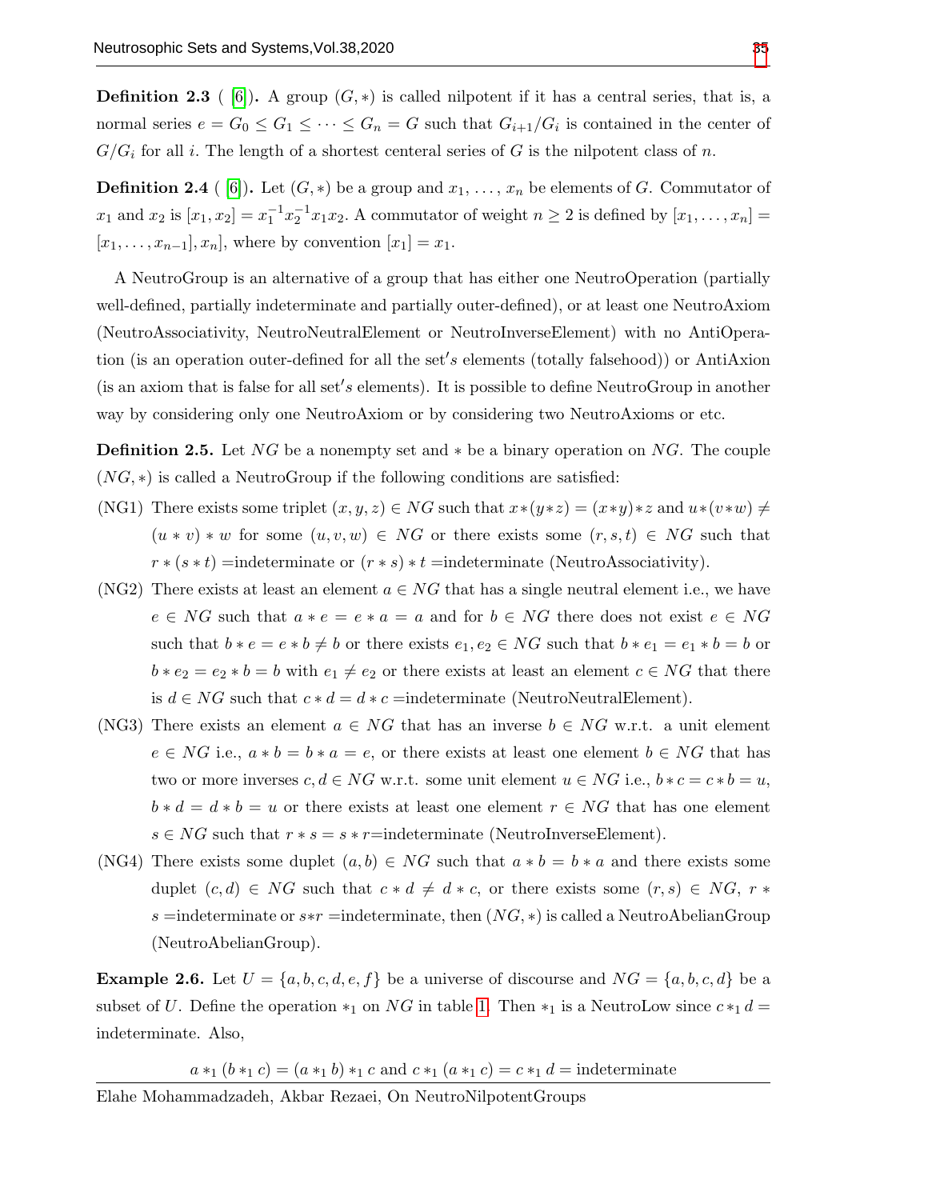**Definition 2.3** ( [6]). A group $(G, *)$ is called nilpotent if it has a central series, that is, a normal series $e = G_0 \leq G_1 \leq \cdots \leq G_n = G$ such that $G_{i+1}/G_i$ is contained in the center of $G/G_i$ for all $i$. The length of a shortest centeral series of $G$ is the nilpotent class of $n$.

**Definition 2.4** ( [6]). Let $(G, *)$ be a group and $x_1, \ldots, x_n$ be elements of $G$. Commutator of $x_1$ and $x_2$ is $[x_1, x_2] = x_1^{-1}x_2^{-1}x_1x_2$. A commutator of weight $n \geq 2$ is defined by $[x_1, \ldots, x_n] = [x_1, \ldots, x_{n-1}], x_n]$, where by convention $[x_1] = x_1$.

A NeutroGroup is an alternative of a group that has either one NeutroOperation (partially well-defined, partially indeterminate and partially outer-defined), or at least one NeutroAxiom (NeutroAssociativity, NeutroNeutralElement or NeutroInverseElement) with no AntiOperation (is an operation outer-defined for all the set$'s$ elements (totally falsehood)) or AntiAxion (is an axiom that is false for all set$'s$ elements). It is possible to define NeutroGroup in another way by considering only one NeutroAxiom or by considering two NeutroAxioms or etc.

**Definition 2.5.** Let $NG$ be a nonempty set and $*$ be a binary operation on $NG$. The couple $(NG, *)$ is called a NeutroGroup if the following conditions are satisfied:

(NG1) There exists some triplet $(x, y, z) \in NG$ such that $x*(y*z) = (x*y)*z$ and $u*(v*w) \neq (u * v) * w$ for some $(u, v, w) \in NG$ or there exists some $(r, s, t) \in NG$ such that $r * (s * t) =$indeterminate or $(r * s) * t =$indeterminate (NeutroAssociativity).

(NG2) There exists at least an element $a \in NG$ that has a single neutral element i.e., we have $e \in NG$ such that $a * e = e * a = a$ and for $b \in NG$ there does not exist $e \in NG$ such that $b * e = e * b \neq b$ or there exists $e_1, e_2 \in NG$ such that $b * e_1 = e_1 * b = b$ or $b * e_2 = e_2 * b = b$ with $e_1 \neq e_2$ or there exists at least an element $c \in NG$ that there is $d \in NG$ such that $c * d = d * c =$indeterminate (NeutroNeutralElement).

(NG3) There exists an element $a \in NG$ that has an inverse $b \in NG$ w.r.t. a unit element $e \in NG$ i.e., $a * b = b * a = e$, or there exists at least one element $b \in NG$ that has two or more inverses $c, d \in NG$ w.r.t. some unit element $u \in NG$ i.e., $b * c = c * b = u$, $b * d = d * b = u$ or there exists at least one element $r \in NG$ that has one element $s \in NG$ such that $r * s = s * r$=indeterminate (NeutroInverseElement).

(NG4) There exists some duplet $(a, b) \in NG$ such that $a * b = b * a$ and there exists some duplet $(c, d) \in NG$ such that $c * d \neq d * c$, or there exists some $(r, s) \in NG$, $r * s =$indeterminate or $s*r =$indeterminate, then $(NG, *)$ is called a NeutroAbelianGroup (NeutroAbelianGroup).

**Example 2.6.** Let $U = \{a, b, c, d, e, f\}$ be a universe of discourse and $NG = \{a, b, c, d\}$ be a subset of $U$. Define the operation $*_1$ on $NG$ in table 1. Then $*_1$ is a NeutroLow since $c *_1 d =$ indeterminate. Also,

$$a *_1 (b *_1 c) = (a *_1 b) *_1 c \text{ and } c *_1 (a *_1 c) = c *_1 d = \text{indeterminate}$$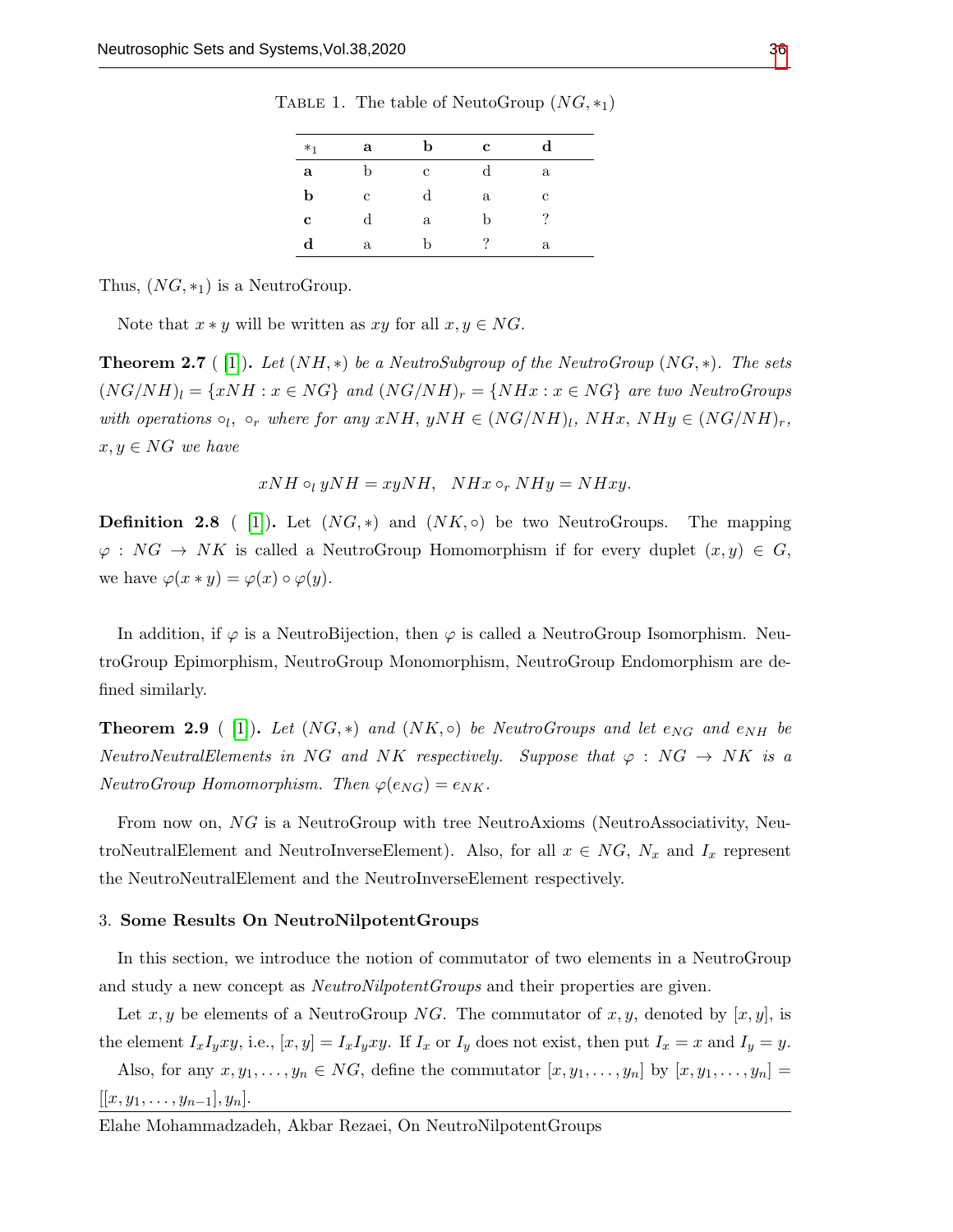Table 1. The table of NeutoGroup $(NG, *_1)$

| $*_1$ | **a** | **b** | **c** | **d** |
|---|---|---|---|---|
| **a** | b | c | d | a |
| **b** | c | d | a | c |
| **c** | d | a | b | ? |
| **d** | a | b | ? | a |

Thus, $(NG, *_1)$ is a NeutroGroup.

Note that $x * y$ will be written as $xy$ for all $x, y \in NG$.

**Theorem 2.7** ( [1]). *Let $(NH, *)$ be a NeutroSubgroup of the NeutroGroup $(NG, *)$. The sets $(NG/NH)_l = \{xNH : x \in NG\}$ and $(NG/NH)_r = \{NHx : x \in NG\}$ are two NeutroGroups with operations $\circ_l$, $\circ_r$ where for any $xNH$, $yNH \in (NG/NH)_l$, $NHx$, $NHy \in (NG/NH)_r$, $x, y \in NG$ we have*

$$xNH \circ_l yNH = xyNH, \quad NHx \circ_r NHy = NHxy.$$

**Definition 2.8** ( [1]). Let $(NG, *)$ and $(NK, \circ)$ be two NeutroGroups. The mapping $\varphi : NG \to NK$ is called a NeutroGroup Homomorphism if for every duplet $(x, y) \in G$, we have $\varphi(x * y) = \varphi(x) \circ \varphi(y)$.

In addition, if $\varphi$ is a NeutroBijection, then $\varphi$ is called a NeutroGroup Isomorphism. NeutroGroup Epimorphism, NeutroGroup Monomorphism, NeutroGroup Endomorphism are defined similarly.

**Theorem 2.9** ( [1]). *Let $(NG, *)$ and $(NK, \circ)$ be NeutroGroups and let $e_{NG}$ and $e_{NH}$ be NeutroNeutralElements in $NG$ and $NK$ respectively. Suppose that $\varphi : NG \to NK$ is a NeutroGroup Homomorphism. Then $\varphi(e_{NG}) = e_{NK}$.*

From now on, $NG$ is a NeutroGroup with tree NeutroAxioms (NeutroAssociativity, NeutroNeutralElement and NeutroInverseElement). Also, for all $x \in NG$, $N_x$ and $I_x$ represent the NeutroNeutralElement and the NeutroInverseElement respectively.

## 3. Some Results On NeutroNilpotentGroups

In this section, we introduce the notion of commutator of two elements in a NeutroGroup and study a new concept as *NeutroNilpotentGroups* and their properties are given.

Let $x, y$ be elements of a NeutroGroup $NG$. The commutator of $x, y$, denoted by $[x, y]$, is the element $I_xI_yxy$, i.e., $[x, y] = I_xI_yxy$. If $I_x$ or $I_y$ does not exist, then put $I_x = x$ and $I_y = y$.

Also, for any $x, y_1, \ldots, y_n \in NG$, define the commutator $[x, y_1, \ldots, y_n]$ by $[x, y_1, \ldots, y_n] = [[x, y_1, \ldots, y_{n-1}], y_n]$.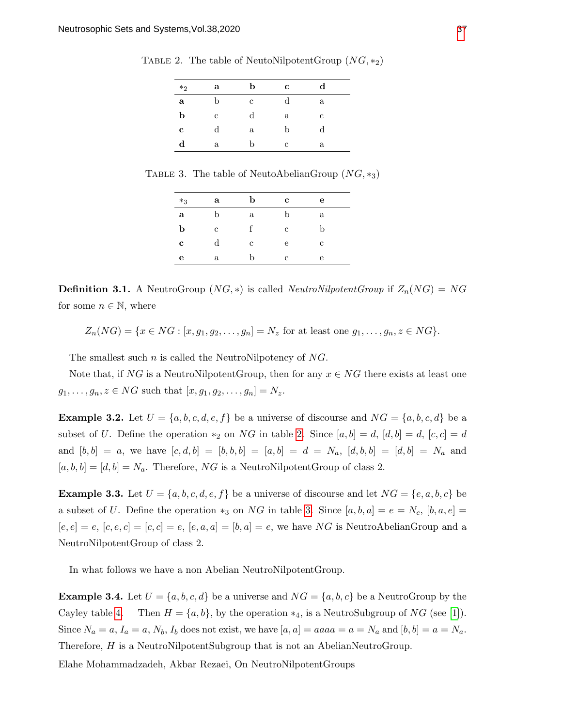TABLE 2. The table of NeutoNilpotentGroup $(NG, *_2)$

| $*_2$ | **a** | **b** | **c** | **d** |
|---|---|---|---|---|
| **a** | b | c | d | a |
| **b** | c | d | a | c |
| **c** | d | a | b | d |
| **d** | a | b | c | a |

TABLE 3. The table of NeutoAbelianGroup $(NG, *_3)$

| $*_3$ | **a** | **b** | **c** | **e** |
|---|---|---|---|---|
| **a** | b | a | b | a |
| **b** | c | f | c | b |
| **c** | d | c | e | c |
| **e** | a | b | c | e |

**Definition 3.1.** A NeutroGroup $(NG, *)$ is called *NeutroNilpotentGroup* if $Z_n(NG) = NG$ for some $n \in \mathbb{N}$, where

$$Z_n(NG) = \{x \in NG : [x, g_1, g_2, \ldots, g_n] = N_z \text{ for at least one } g_1, \ldots, g_n, z \in NG\}.$$

The smallest such $n$ is called the NeutroNilpotency of $NG$.

Note that, if $NG$ is a NeutroNilpotentGroup, then for any $x \in NG$ there exists at least one $g_1, \ldots, g_n, z \in NG$ such that $[x, g_1, g_2, \ldots, g_n] = N_z$.

**Example 3.2.** Let $U = \{a, b, c, d, e, f\}$ be a universe of discourse and $NG = \{a, b, c, d\}$ be a subset of $U$. Define the operation $*_2$ on $NG$ in table 2. Since $[a, b] = d$, $[d, b] = d$, $[c, c] = d$ and $[b, b] = a$, we have $[c, d, b] = [b, b, b] = [a, b] = d = N_a$, $[d, b, b] = [d, b] = N_a$ and $[a, b, b] = [d, b] = N_a$. Therefore, $NG$ is a NeutroNilpotentGroup of class 2.

**Example 3.3.** Let $U = \{a, b, c, d, e, f\}$ be a universe of discourse and let $NG = \{e, a, b, c\}$ be a subset of $U$. Define the operation $*_3$ on $NG$ in table 3. Since $[a, b, a] = e = N_c$, $[b, a, e] = [e, e] = e$, $[c, e, c] = [c, c] = e$, $[e, a, a] = [b, a] = e$, we have $NG$ is NeutroAbelianGroup and a NeutroNilpotentGroup of class 2.

In what follows we have a non Abelian NeutroNilpotentGroup.

**Example 3.4.** Let $U = \{a, b, c, d\}$ be a universe and $NG = \{a, b, c\}$ be a NeutroGroup by the Cayley table 4. Then $H = \{a, b\}$, by the operation $*_4$, is a NeutroSubgroup of $NG$ (see [1]). Since $N_a = a$, $I_a = a$, $N_b$, $I_b$ does not exist, we have $[a, a] = aaaa = a = N_a$ and $[b, b] = a = N_a$. Therefore, $H$ is a NeutroNilpotentSubgroup that is not an AbelianNeutroGroup.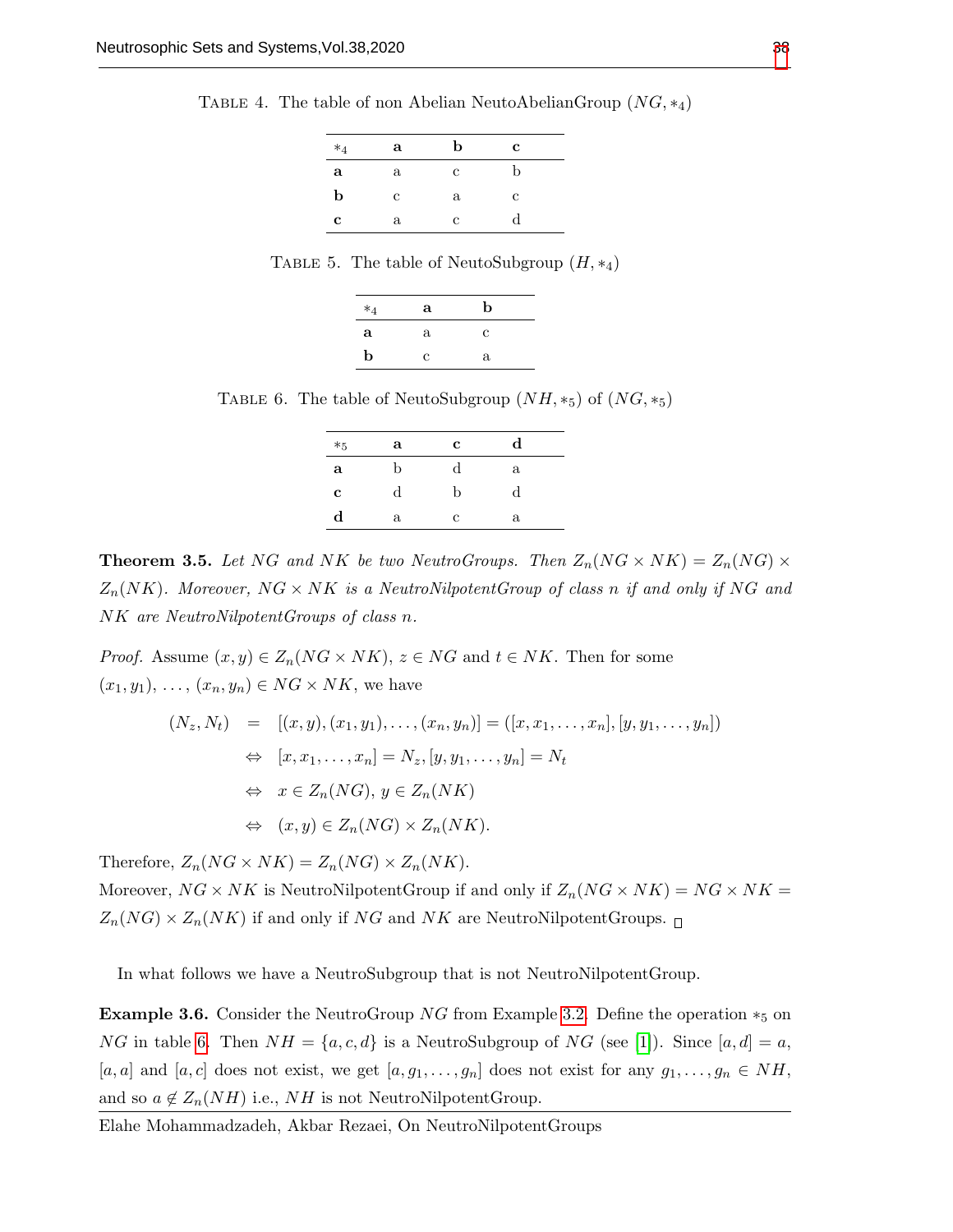TABLE 4. The table of non Abelian NeutoAbelianGroup $(NG, *_4)$

| $*_4$ | **a** | **b** | **c** |
|---|---|---|---|
| **a** | a | c | b |
| **b** | c | a | c |
| **c** | a | c | d |

TABLE 5. The table of NeutoSubgroup $(H, *_4)$

| $*_4$ | **a** | **b** |
|---|---|---|
| **a** | a | c |
| **b** | c | a |

TABLE 6. The table of NeutoSubgroup $(NH, *_5)$ of $(NG, *_5)$

| $*_5$ | **a** | **c** | **d** |
|---|---|---|---|
| **a** | b | d | a |
| **c** | d | b | d |
| **d** | a | c | a |

**Theorem 3.5.** *Let $NG$ and $NK$ be two NeutroGroups. Then $Z_n(NG \times NK) = Z_n(NG) \times Z_n(NK)$. Moreover, $NG \times NK$ is a NeutroNilpotentGroup of class $n$ if and only if $NG$ and $NK$ are NeutroNilpotentGroups of class $n$.*

*Proof.* Assume $(x, y) \in Z_n(NG \times NK)$, $z \in NG$ and $t \in NK$. Then for some $(x_1, y_1), \ldots, (x_n, y_n) \in NG \times NK$, we have

$$\begin{aligned}
(N_z, N_t) &= [(x, y), (x_1, y_1), \ldots, (x_n, y_n)] = ([x, x_1, \ldots, x_n], [y, y_1, \ldots, y_n]) \\
&\Leftrightarrow [x, x_1, \ldots, x_n] = N_z, [y, y_1, \ldots, y_n] = N_t \\
&\Leftrightarrow x \in Z_n(NG),\ y \in Z_n(NK) \\
&\Leftrightarrow (x, y) \in Z_n(NG) \times Z_n(NK).
\end{aligned}$$

Therefore, $Z_n(NG \times NK) = Z_n(NG) \times Z_n(NK)$.
Moreover, $NG \times NK$ is NeutroNilpotentGroup if and only if $Z_n(NG \times NK) = NG \times NK = Z_n(NG) \times Z_n(NK)$ if and only if $NG$ and $NK$ are NeutroNilpotentGroups. □

In what follows we have a NeutroSubgroup that is not NeutroNilpotentGroup.

**Example 3.6.** Consider the NeutroGroup $NG$ from Example 3.2. Define the operation $*_5$ on $NG$ in table 6. Then $NH = \{a, c, d\}$ is a NeutroSubgroup of $NG$ (see [1]). Since $[a, d] = a$, $[a, a]$ and $[a, c]$ does not exist, we get $[a, g_1, \ldots, g_n]$ does not exist for any $g_1, \ldots, g_n \in NH$, and so $a \notin Z_n(NH)$ i.e., $NH$ is not NeutroNilpotentGroup.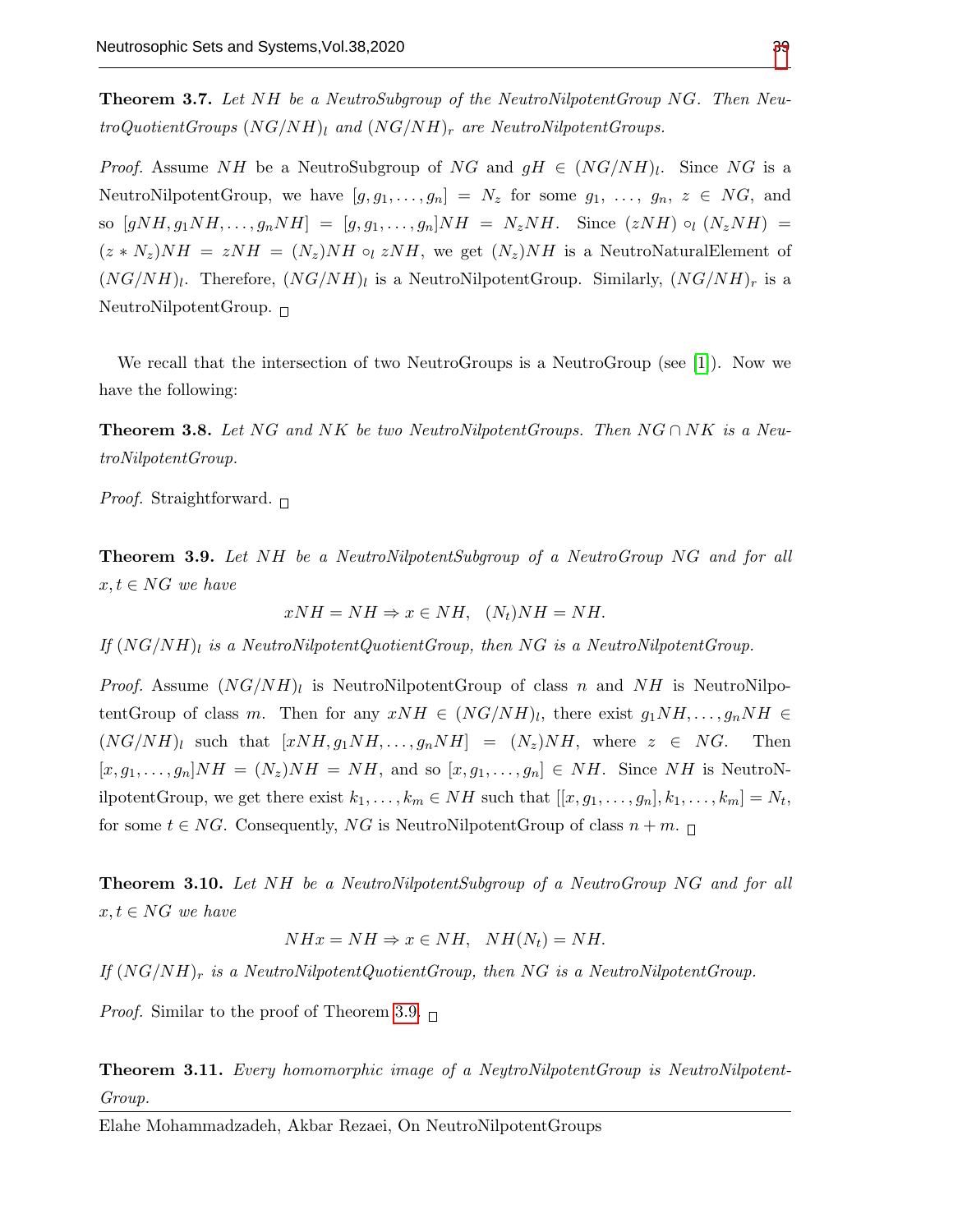**Theorem 3.7.** *Let $NH$ be a NeutroSubgroup of the NeutroNilpotentGroup $NG$. Then NeutroQuotientGroups $(NG/NH)_l$ and $(NG/NH)_r$ are NeutroNilpotentGroups.*

*Proof.* Assume $NH$ be a NeutroSubgroup of $NG$ and $gH \in (NG/NH)_l$. Since $NG$ is a NeutroNilpotentGroup, we have $[g, g_1, \ldots, g_n] = N_z$ for some $g_1, \ldots, g_n, z \in NG$, and so $[gNH, g_1NH, \ldots, g_nNH] = [g, g_1, \ldots, g_n]NH = N_zNH$. Since $(zNH) \circ_l (N_zNH) = (z * N_z)NH = zNH = (N_z)NH \circ_l zNH$, we get $(N_z)NH$ is a NeutroNaturalElement of $(NG/NH)_l$. Therefore, $(NG/NH)_l$ is a NeutroNilpotentGroup. Similarly, $(NG/NH)_r$ is a NeutroNilpotentGroup. □

We recall that the intersection of two NeutroGroups is a NeutroGroup (see [1]). Now we have the following:

**Theorem 3.8.** *Let $NG$ and $NK$ be two NeutroNilpotentGroups. Then $NG \cap NK$ is a NeutroNilpotentGroup.*

*Proof.* Straightforward. □

**Theorem 3.9.** *Let $NH$ be a NeutroNilpotentSubgroup of a NeutroGroup $NG$ and for all $x, t \in NG$ we have*

$$xNH = NH \Rightarrow x \in NH, \quad (N_t)NH = NH.$$

*If $(NG/NH)_l$ is a NeutroNilpotentQuotientGroup, then $NG$ is a NeutroNilpotentGroup.*

*Proof.* Assume $(NG/NH)_l$ is NeutroNilpotentGroup of class $n$ and $NH$ is NeutroNilpotentGroup of class $m$. Then for any $xNH \in (NG/NH)_l$, there exist $g_1NH, \ldots, g_nNH \in (NG/NH)_l$ such that $[xNH, g_1NH, \ldots, g_nNH] = (N_z)NH$, where $z \in NG$. Then $[x, g_1, \ldots, g_n]NH = (N_z)NH = NH$, and so $[x, g_1, \ldots, g_n] \in NH$. Since $NH$ is NeutroNilpotentGroup, we get there exist $k_1, \ldots, k_m \in NH$ such that $[[x, g_1, \ldots, g_n], k_1, \ldots, k_m] = N_t$, for some $t \in NG$. Consequently, $NG$ is NeutroNilpotentGroup of class $n + m$. □

**Theorem 3.10.** *Let $NH$ be a NeutroNilpotentSubgroup of a NeutroGroup $NG$ and for all $x, t \in NG$ we have*

$$NHx = NH \Rightarrow x \in NH, \quad NH(N_t) = NH.$$

*If $(NG/NH)_r$ is a NeutroNilpotentQuotientGroup, then $NG$ is a NeutroNilpotentGroup.*

*Proof.* Similar to the proof of Theorem 3.9. □

**Theorem 3.11.** *Every homomorphic image of a NeytroNilpotentGroup is NeutroNilpotentGroup.*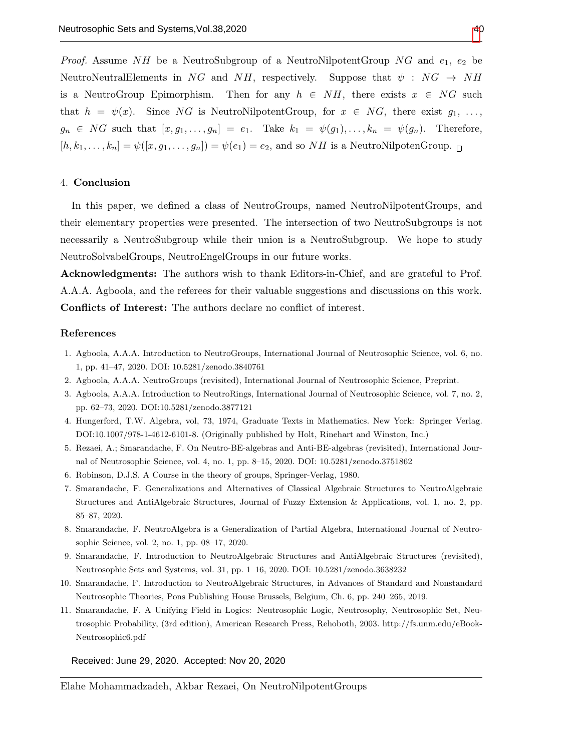*Proof.* Assume $NH$ be a NeutroSubgroup of a NeutroNilpotentGroup $NG$ and $e_1$, $e_2$ be NeutroNeutralElements in $NG$ and $NH$, respectively. Suppose that $\psi : NG \to NH$ is a NeutroGroup Epimorphism. Then for any $h \in NH$, there exists $x \in NG$ such that $h = \psi(x)$. Since $NG$ is NeutroNilpotentGroup, for $x \in NG$, there exist $g_1, \ldots, g_n \in NG$ such that $[x, g_1, \ldots, g_n] = e_1$. Take $k_1 = \psi(g_1), \ldots, k_n = \psi(g_n)$. Therefore, $[h, k_1, \ldots, k_n] = \psi([x, g_1, \ldots, g_n]) = \psi(e_1) = e_2$, and so $NH$ is a NeutroNilpotenGroup. □

## 4. Conclusion

In this paper, we defined a class of NeutroGroups, named NeutroNilpotentGroups, and their elementary properties were presented. The intersection of two NeutroSubgroups is not necessarily a NeutroSubgroup while their union is a NeutroSubgroup. We hope to study NeutroSolvabelGroups, NeutroEngelGroups in our future works.

**Acknowledgments:** The authors wish to thank Editors-in-Chief, and are grateful to Prof. A.A.A. Agboola, and the referees for their valuable suggestions and discussions on this work.

**Conflicts of Interest:** The authors declare no conflict of interest.

## References

1. Agboola, A.A.A. Introduction to NeutroGroups, International Journal of Neutrosophic Science, vol. 6, no. 1, pp. 41–47, 2020. DOI: 10.5281/zenodo.3840761
2. Agboola, A.A.A. NeutroGroups (revisited), International Journal of Neutrosophic Science, Preprint.
3. Agboola, A.A.A. Introduction to NeutroRings, International Journal of Neutrosophic Science, vol. 7, no. 2, pp. 62–73, 2020. DOI:10.5281/zenodo.3877121
4. Hungerford, T.W. Algebra, vol, 73, 1974, Graduate Texts in Mathematics. New York: Springer Verlag. DOI:10.1007/978-1-4612-6101-8. (Originally published by Holt, Rinehart and Winston, Inc.)
5. Rezaei, A.; Smarandache, F. On Neutro-BE-algebras and Anti-BE-algebras (revisited), International Journal of Neutrosophic Science, vol. 4, no. 1, pp. 8–15, 2020. DOI: 10.5281/zenodo.3751862
6. Robinson, D.J.S. A Course in the theory of groups, Springer-Verlag, 1980.
7. Smarandache, F. Generalizations and Alternatives of Classical Algebraic Structures to NeutroAlgebraic Structures and AntiAlgebraic Structures, Journal of Fuzzy Extension & Applications, vol. 1, no. 2, pp. 85–87, 2020.
8. Smarandache, F. NeutroAlgebra is a Generalization of Partial Algebra, International Journal of Neutrosophic Science, vol. 2, no. 1, pp. 08–17, 2020.
9. Smarandache, F. Introduction to NeutroAlgebraic Structures and AntiAlgebraic Structures (revisited), Neutrosophic Sets and Systems, vol. 31, pp. 1–16, 2020. DOI: 10.5281/zenodo.3638232
10. Smarandache, F. Introduction to NeutroAlgebraic Structures, in Advances of Standard and Nonstandard Neutrosophic Theories, Pons Publishing House Brussels, Belgium, Ch. 6, pp. 240–265, 2019.
11. Smarandache, F. A Unifying Field in Logics: Neutrosophic Logic, Neutrosophy, Neutrosophic Set, Neutrosophic Probability, (3rd edition), American Research Press, Rehoboth, 2003. http://fs.unm.edu/eBook-Neutrosophic6.pdf

Received: June 29, 2020. Accepted: Nov 20, 2020